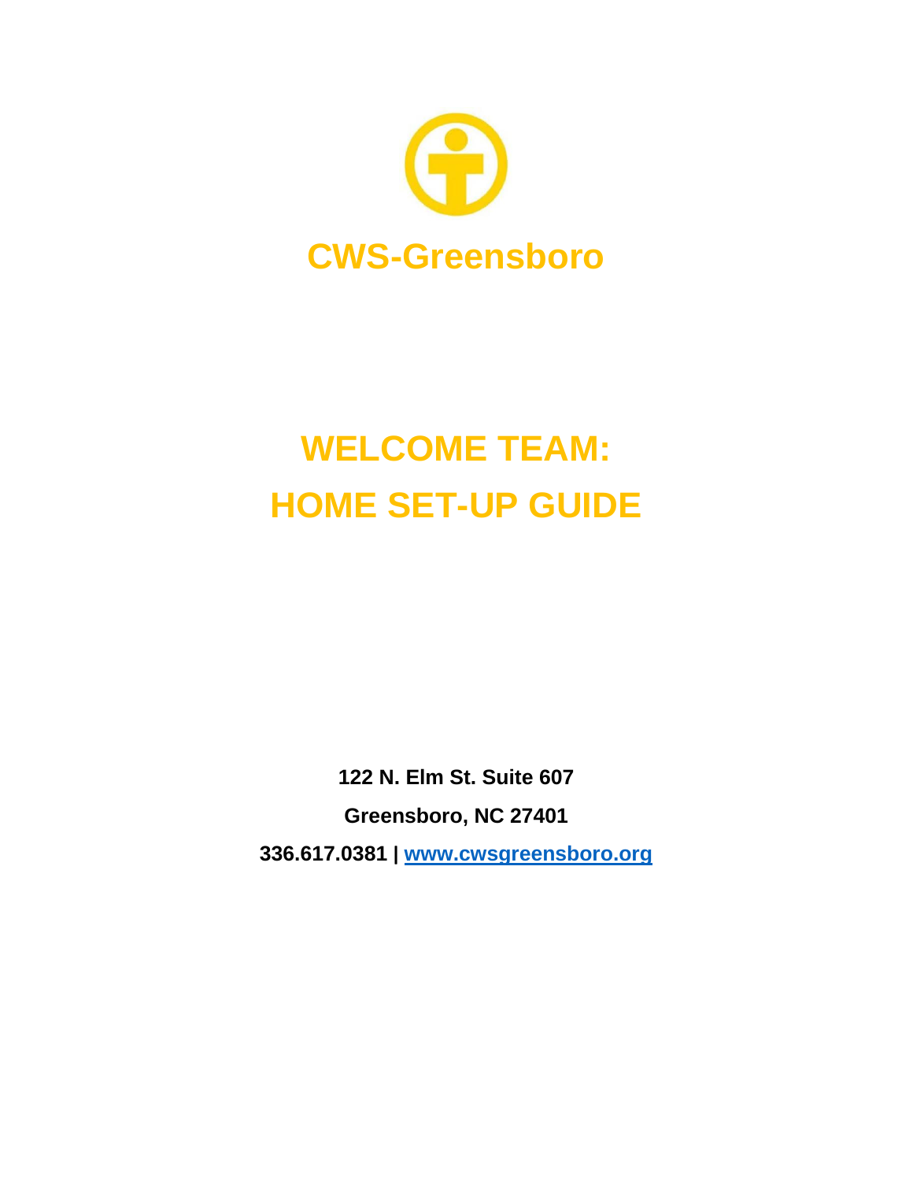# CWS-Greensboro

# WELCOME TEAM:
# HOME SET-UP GUIDE

**122 N. Elm St. Suite 607**

**Greensboro, NC 27401**

**336.617.0381 | [www.cwsgreensboro.org](http://www.cwsgreensboro.org)**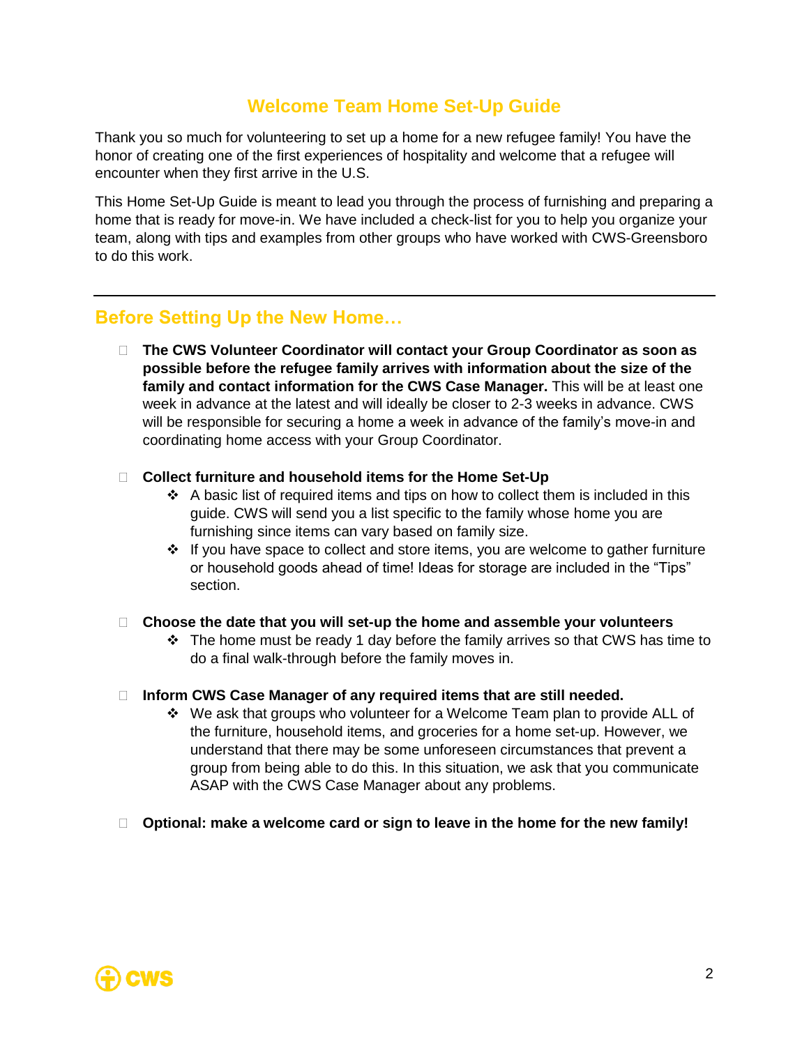# Welcome Team Home Set-Up Guide

Thank you so much for volunteering to set up a home for a new refugee family! You have the honor of creating one of the first experiences of hospitality and welcome that a refugee will encounter when they first arrive in the U.S.

This Home Set-Up Guide is meant to lead you through the process of furnishing and preparing a home that is ready for move-in. We have included a check-list for you to help you organize your team, along with tips and examples from other groups who have worked with CWS-Greensboro to do this work.

---

## Before Setting Up the New Home…

- [ ] **The CWS Volunteer Coordinator will contact your Group Coordinator as soon as possible before the refugee family arrives with information about the size of the family and contact information for the CWS Case Manager.** This will be at least one week in advance at the latest and will ideally be closer to 2-3 weeks in advance. CWS will be responsible for securing a home a week in advance of the family's move-in and coordinating home access with your Group Coordinator.

- [ ] **Collect furniture and household items for the Home Set-Up**
  - A basic list of required items and tips on how to collect them is included in this guide. CWS will send you a list specific to the family whose home you are furnishing since items can vary based on family size.
  - If you have space to collect and store items, you are welcome to gather furniture or household goods ahead of time! Ideas for storage are included in the "Tips" section.

- [ ] **Choose the date that you will set-up the home and assemble your volunteers**
  - The home must be ready 1 day before the family arrives so that CWS has time to do a final walk-through before the family moves in.

- [ ] **Inform CWS Case Manager of any required items that are still needed.**
  - We ask that groups who volunteer for a Welcome Team plan to provide ALL of the furniture, household items, and groceries for a home set-up. However, we understand that there may be some unforeseen circumstances that prevent a group from being able to do this. In this situation, we ask that you communicate ASAP with the CWS Case Manager about any problems.

- [ ] **Optional: make a welcome card or sign to leave in the home for the new family!**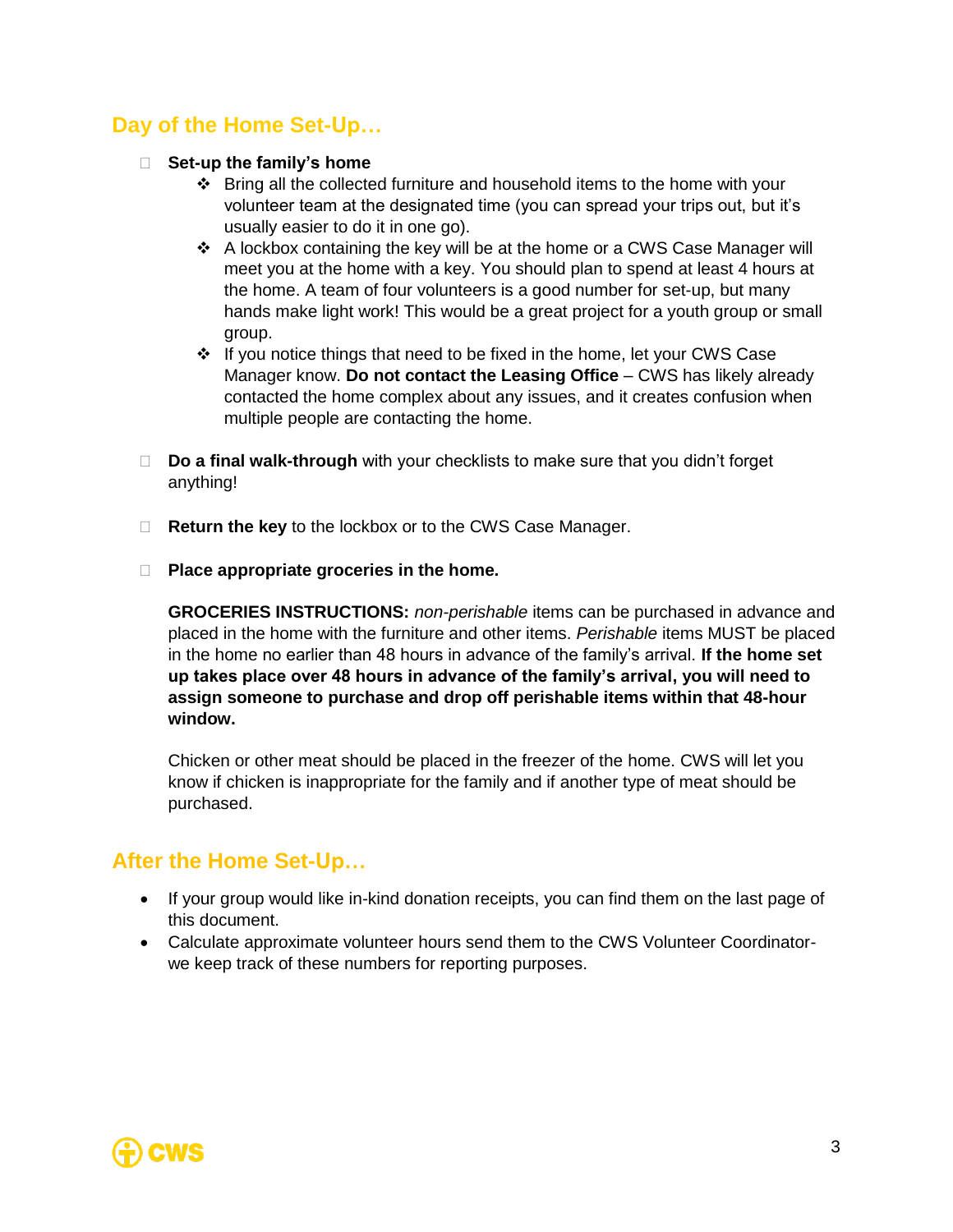## Day of the Home Set-Up…

- **Set-up the family's home**
  - Bring all the collected furniture and household items to the home with your volunteer team at the designated time (you can spread your trips out, but it's usually easier to do it in one go).
  - A lockbox containing the key will be at the home or a CWS Case Manager will meet you at the home with a key. You should plan to spend at least 4 hours at the home. A team of four volunteers is a good number for set-up, but many hands make light work! This would be a great project for a youth group or small group.
  - If you notice things that need to be fixed in the home, let your CWS Case Manager know. **Do not contact the Leasing Office** – CWS has likely already contacted the home complex about any issues, and it creates confusion when multiple people are contacting the home.

- **Do a final walk-through** with your checklists to make sure that you didn't forget anything!

- **Return the key** to the lockbox or to the CWS Case Manager.

- **Place appropriate groceries in the home.**

  **GROCERIES INSTRUCTIONS:** *non-perishable* items can be purchased in advance and placed in the home with the furniture and other items. *Perishable* items MUST be placed in the home no earlier than 48 hours in advance of the family's arrival. **If the home set up takes place over 48 hours in advance of the family's arrival, you will need to assign someone to purchase and drop off perishable items within that 48-hour window.**

  Chicken or other meat should be placed in the freezer of the home. CWS will let you know if chicken is inappropriate for the family and if another type of meat should be purchased.

## After the Home Set-Up…

- If your group would like in-kind donation receipts, you can find them on the last page of this document.
- Calculate approximate volunteer hours send them to the CWS Volunteer Coordinator- we keep track of these numbers for reporting purposes.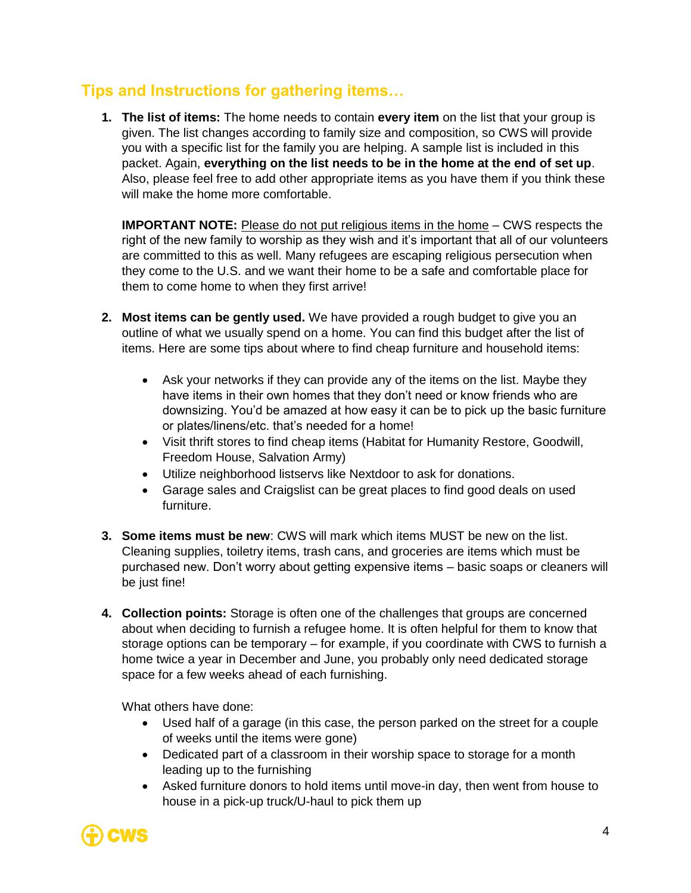## Tips and Instructions for gathering items…

1. **The list of items:** The home needs to contain **every item** on the list that your group is given. The list changes according to family size and composition, so CWS will provide you with a specific list for the family you are helping. A sample list is included in this packet. Again, **everything on the list needs to be in the home at the end of set up**. Also, please feel free to add other appropriate items as you have them if you think these will make the home more comfortable.

   **IMPORTANT NOTE:** <u>Please do not put religious items in the home</u> – CWS respects the right of the new family to worship as they wish and it's important that all of our volunteers are committed to this as well. Many refugees are escaping religious persecution when they come to the U.S. and we want their home to be a safe and comfortable place for them to come home to when they first arrive!

2. **Most items can be gently used.** We have provided a rough budget to give you an outline of what we usually spend on a home. You can find this budget after the list of items. Here are some tips about where to find cheap furniture and household items:

   - Ask your networks if they can provide any of the items on the list. Maybe they have items in their own homes that they don't need or know friends who are downsizing. You'd be amazed at how easy it can be to pick up the basic furniture or plates/linens/etc. that's needed for a home!
   - Visit thrift stores to find cheap items (Habitat for Humanity Restore, Goodwill, Freedom House, Salvation Army)
   - Utilize neighborhood listservs like Nextdoor to ask for donations.
   - Garage sales and Craigslist can be great places to find good deals on used furniture.

3. **Some items must be new**: CWS will mark which items MUST be new on the list. Cleaning supplies, toiletry items, trash cans, and groceries are items which must be purchased new. Don't worry about getting expensive items – basic soaps or cleaners will be just fine!

4. **Collection points:** Storage is often one of the challenges that groups are concerned about when deciding to furnish a refugee home. It is often helpful for them to know that storage options can be temporary – for example, if you coordinate with CWS to furnish a home twice a year in December and June, you probably only need dedicated storage space for a few weeks ahead of each furnishing.

   What others have done:

   - Used half of a garage (in this case, the person parked on the street for a couple of weeks until the items were gone)
   - Dedicated part of a classroom in their worship space to storage for a month leading up to the furnishing
   - Asked furniture donors to hold items until move-in day, then went from house to house in a pick-up truck/U-haul to pick them up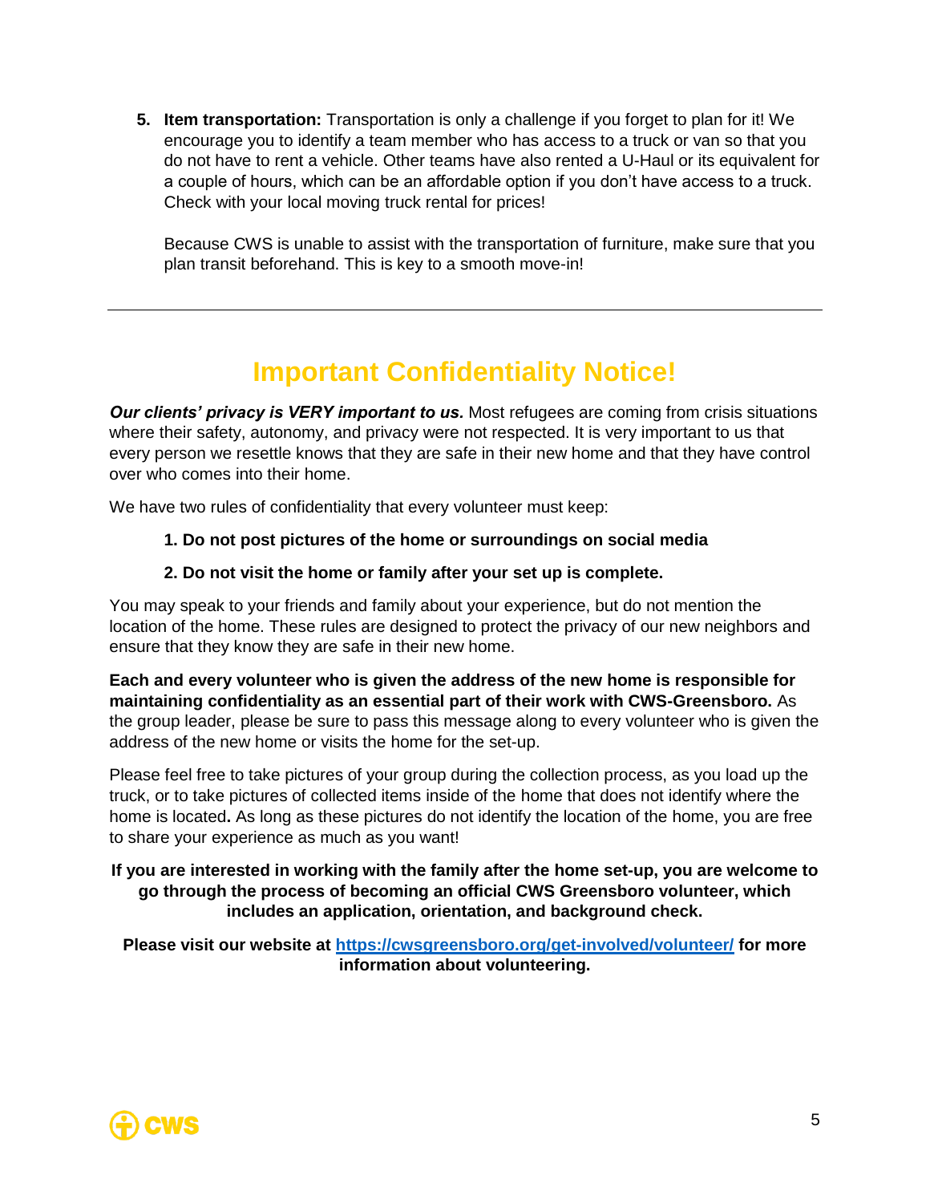5. **Item transportation:** Transportation is only a challenge if you forget to plan for it! We encourage you to identify a team member who has access to a truck or van so that you do not have to rent a vehicle. Other teams have also rented a U-Haul or its equivalent for a couple of hours, which can be an affordable option if you don't have access to a truck. Check with your local moving truck rental for prices!

   Because CWS is unable to assist with the transportation of furniture, make sure that you plan transit beforehand. This is key to a smooth move-in!

---

# Important Confidentiality Notice!

***Our clients' privacy is VERY important to us.*** Most refugees are coming from crisis situations where their safety, autonomy, and privacy were not respected. It is very important to us that every person we resettle knows that they are safe in their new home and that they have control over who comes into their home.

We have two rules of confidentiality that every volunteer must keep:

1. **Do not post pictures of the home or surroundings on social media**
2. **Do not visit the home or family after your set up is complete.**

You may speak to your friends and family about your experience, but do not mention the location of the home. These rules are designed to protect the privacy of our new neighbors and ensure that they know they are safe in their new home.

**Each and every volunteer who is given the address of the new home is responsible for maintaining confidentiality as an essential part of their work with CWS-Greensboro.** As the group leader, please be sure to pass this message along to every volunteer who is given the address of the new home or visits the home for the set-up.

Please feel free to take pictures of your group during the collection process, as you load up the truck, or to take pictures of collected items inside of the home that does not identify where the home is located**.** As long as these pictures do not identify the location of the home, you are free to share your experience as much as you want!

**If you are interested in working with the family after the home set-up, you are welcome to go through the process of becoming an official CWS Greensboro volunteer, which includes an application, orientation, and background check.**

**Please visit our website at [https://cwsgreensboro.org/get-involved/volunteer/](https://cwsgreensboro.org/get-involved/volunteer/) for more information about volunteering.**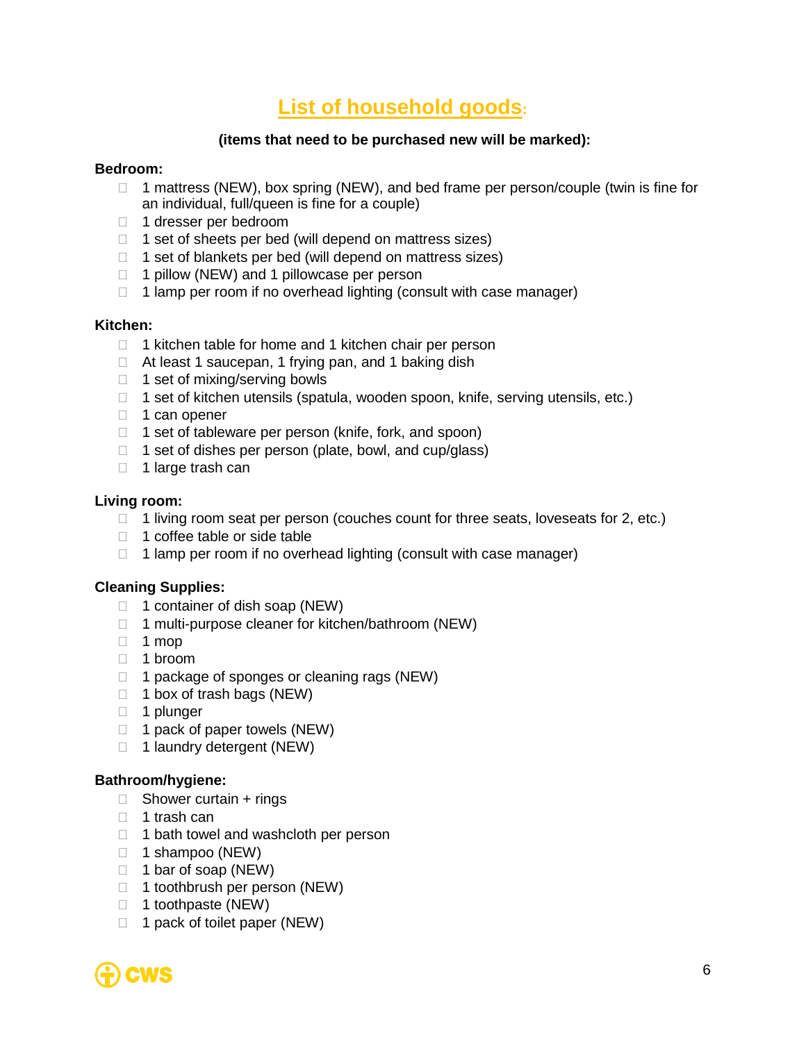# List of household goods:

**(items that need to be purchased new will be marked):**

**Bedroom:**

- 1 mattress (NEW), box spring (NEW), and bed frame per person/couple (twin is fine for an individual, full/queen is fine for a couple)
- 1 dresser per bedroom
- 1 set of sheets per bed (will depend on mattress sizes)
- 1 set of blankets per bed (will depend on mattress sizes)
- 1 pillow (NEW) and 1 pillowcase per person
- 1 lamp per room if no overhead lighting (consult with case manager)

**Kitchen:**

- 1 kitchen table for home and 1 kitchen chair per person
- At least 1 saucepan, 1 frying pan, and 1 baking dish
- 1 set of mixing/serving bowls
- 1 set of kitchen utensils (spatula, wooden spoon, knife, serving utensils, etc.)
- 1 can opener
- 1 set of tableware per person (knife, fork, and spoon)
- 1 set of dishes per person (plate, bowl, and cup/glass)
- 1 large trash can

**Living room:**

- 1 living room seat per person (couches count for three seats, loveseats for 2, etc.)
- 1 coffee table or side table
- 1 lamp per room if no overhead lighting (consult with case manager)

**Cleaning Supplies:**

- 1 container of dish soap (NEW)
- 1 multi-purpose cleaner for kitchen/bathroom (NEW)
- 1 mop
- 1 broom
- 1 package of sponges or cleaning rags (NEW)
- 1 box of trash bags (NEW)
- 1 plunger
- 1 pack of paper towels (NEW)
- 1 laundry detergent (NEW)

**Bathroom/hygiene:**

- Shower curtain + rings
- 1 trash can
- 1 bath towel and washcloth per person
- 1 shampoo (NEW)
- 1 bar of soap (NEW)
- 1 toothbrush per person (NEW)
- 1 toothpaste (NEW)
- 1 pack of toilet paper (NEW)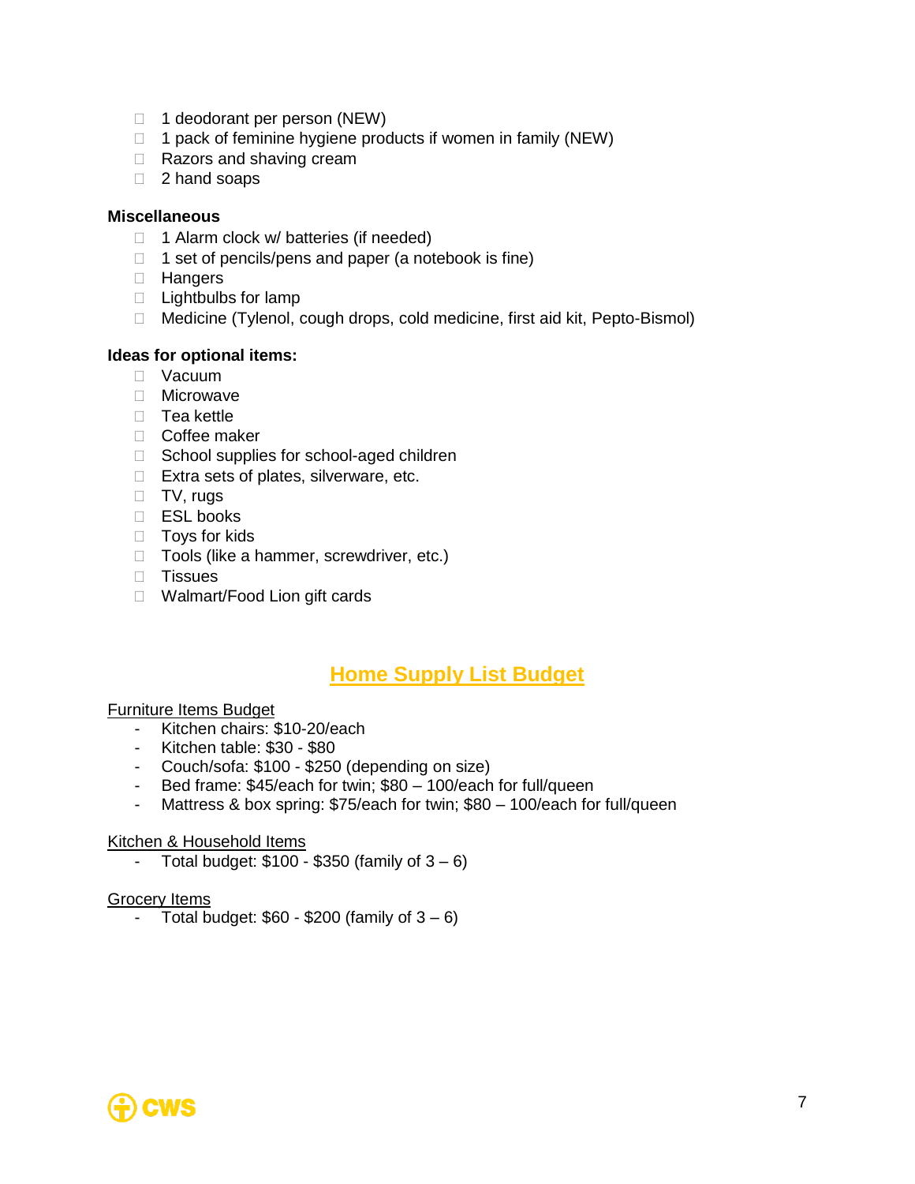- 1 deodorant per person (NEW)
- 1 pack of feminine hygiene products if women in family (NEW)
- Razors and shaving cream
- 2 hand soaps

**Miscellaneous**

- 1 Alarm clock w/ batteries (if needed)
- 1 set of pencils/pens and paper (a notebook is fine)
- Hangers
- Lightbulbs for lamp
- Medicine (Tylenol, cough drops, cold medicine, first aid kit, Pepto-Bismol)

**Ideas for optional items:**

- Vacuum
- Microwave
- Tea kettle
- Coffee maker
- School supplies for school-aged children
- Extra sets of plates, silverware, etc.
- TV, rugs
- ESL books
- Toys for kids
- Tools (like a hammer, screwdriver, etc.)
- Tissues
- Walmart/Food Lion gift cards

## Home Supply List Budget

Furniture Items Budget

- Kitchen chairs: $10-20/each
- Kitchen table: $30 - $80
- Couch/sofa: $100 - $250 (depending on size)
- Bed frame: $45/each for twin; $80 – 100/each for full/queen
- Mattress & box spring: $75/each for twin; $80 – 100/each for full/queen

Kitchen & Household Items

- Total budget: $100 - $350 (family of 3 – 6)

Grocery Items

- Total budget: $60 - $200 (family of 3 – 6)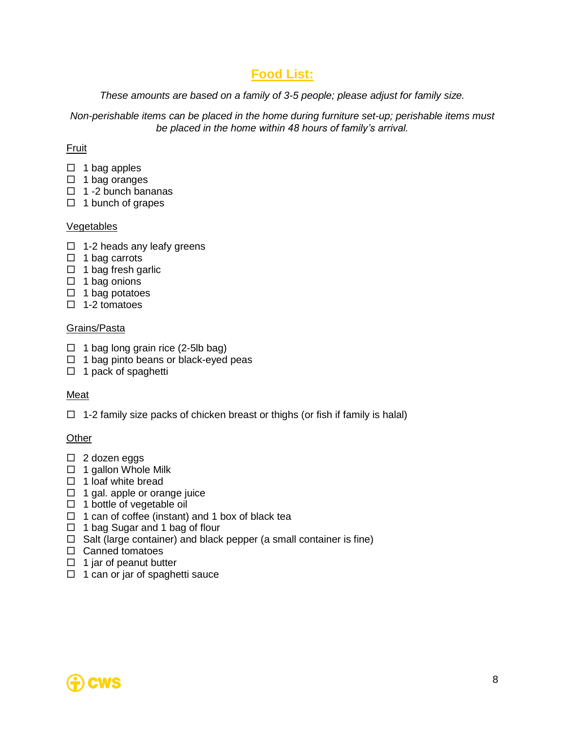## Food List:

*These amounts are based on a family of 3-5 people; please adjust for family size.*

*Non-perishable items can be placed in the home during furniture set-up; perishable items must be placed in the home within 48 hours of family's arrival.*

Fruit

- ☐ 1 bag apples
- ☐ 1 bag oranges
- ☐ 1 -2 bunch bananas
- ☐ 1 bunch of grapes

Vegetables

- ☐ 1-2 heads any leafy greens
- ☐ 1 bag carrots
- ☐ 1 bag fresh garlic
- ☐ 1 bag onions
- ☐ 1 bag potatoes
- ☐ 1-2 tomatoes

Grains/Pasta

- ☐ 1 bag long grain rice (2-5lb bag)
- ☐ 1 bag pinto beans or black-eyed peas
- ☐ 1 pack of spaghetti

Meat

- ☐ 1-2 family size packs of chicken breast or thighs (or fish if family is halal)

Other

- ☐ 2 dozen eggs
- ☐ 1 gallon Whole Milk
- ☐ 1 loaf white bread
- ☐ 1 gal. apple or orange juice
- ☐ 1 bottle of vegetable oil
- ☐ 1 can of coffee (instant) and 1 box of black tea
- ☐ 1 bag Sugar and 1 bag of flour
- ☐ Salt (large container) and black pepper (a small container is fine)
- ☐ Canned tomatoes
- ☐ 1 jar of peanut butter
- ☐ 1 can or jar of spaghetti sauce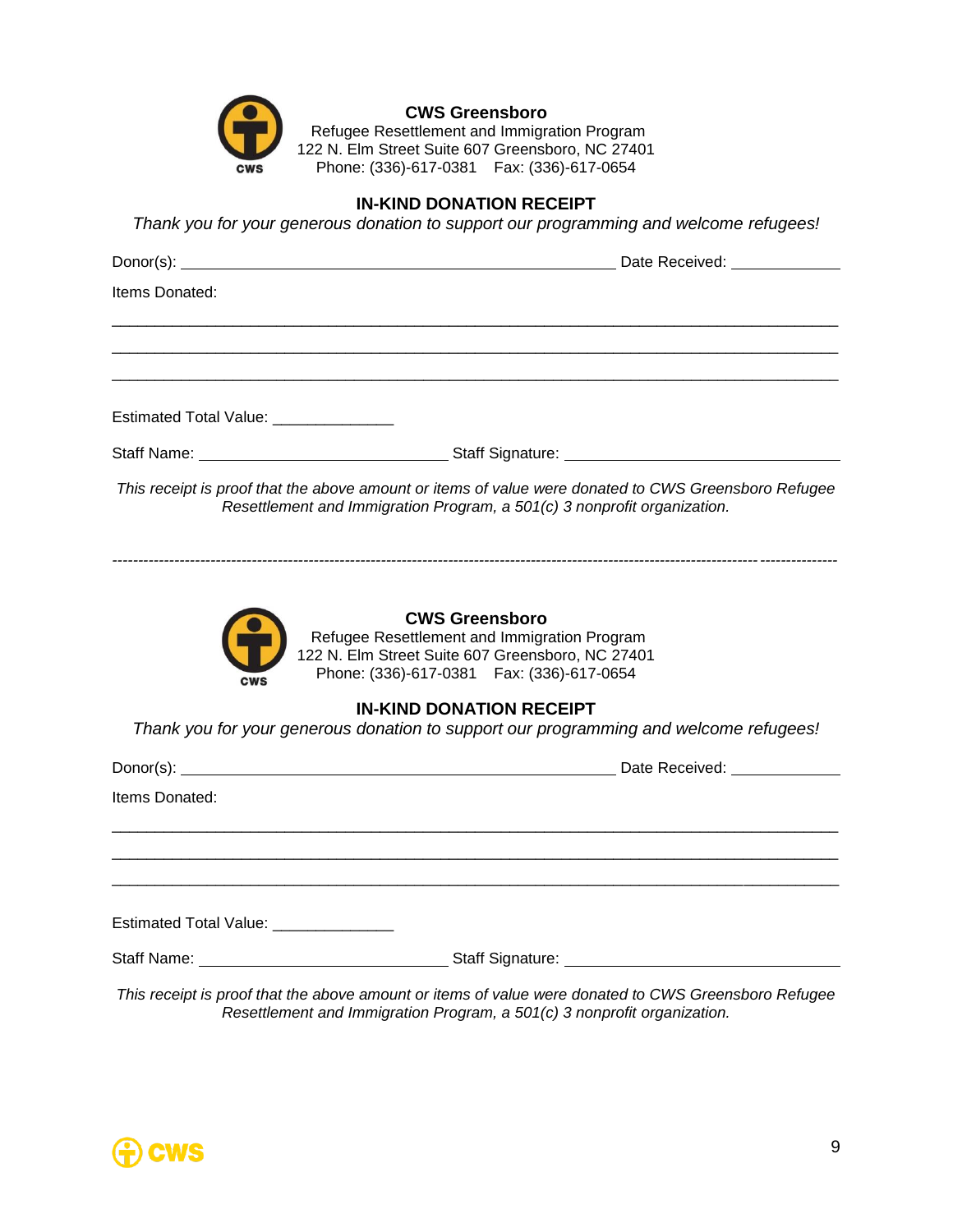**CWS Greensboro**
Refugee Resettlement and Immigration Program
122 N. Elm Street Suite 607 Greensboro, NC 27401
Phone: (336)-617-0381 Fax: (336)-617-0654

## IN-KIND DONATION RECEIPT

*Thank you for your generous donation to support our programming and welcome refugees!*

Donor(s): ______________________________________________ Date Received: ____________

Items Donated:

______________________________________________________________________________

______________________________________________________________________________

______________________________________________________________________________

Estimated Total Value: ______________

Staff Name: ___________________________ Staff Signature: ______________________________

*This receipt is proof that the above amount or items of value were donated to CWS Greensboro Refugee Resettlement and Immigration Program, a 501(c) 3 nonprofit organization.*

---

**CWS Greensboro**
Refugee Resettlement and Immigration Program
122 N. Elm Street Suite 607 Greensboro, NC 27401
Phone: (336)-617-0381 Fax: (336)-617-0654

## IN-KIND DONATION RECEIPT

*Thank you for your generous donation to support our programming and welcome refugees!*

Donor(s): ______________________________________________ Date Received: ____________

Items Donated:

______________________________________________________________________________

______________________________________________________________________________

______________________________________________________________________________

Estimated Total Value: ______________

Staff Name: ___________________________ Staff Signature: ______________________________

*This receipt is proof that the above amount or items of value were donated to CWS Greensboro Refugee Resettlement and Immigration Program, a 501(c) 3 nonprofit organization.*